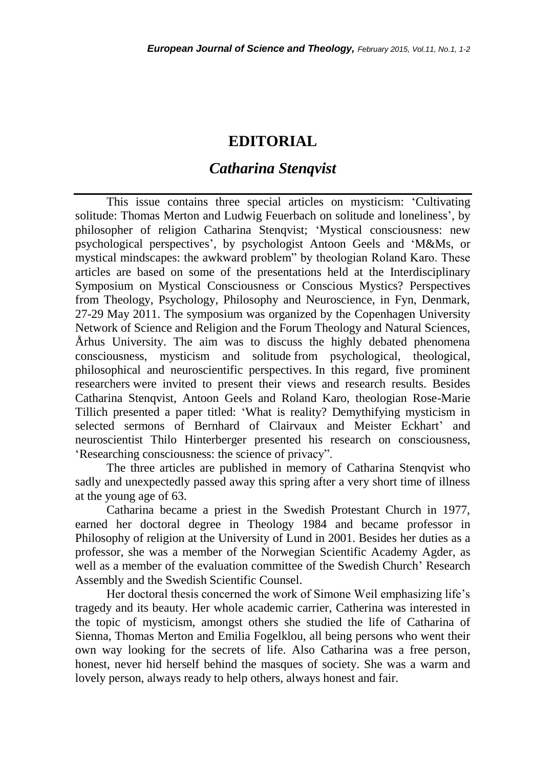# EDITORIAL

## *Catharina Stenqvist*

This issue contains three special articles on mysticism: 'Cultivating solitude: Thomas Merton and Ludwig Feuerbach on solitude and loneliness', by philosopher of religion Catharina Stenqvist; 'Mystical consciousness: new psychological perspectives', by psychologist Antoon Geels and 'M&Ms, or mystical mindscapes: the awkward problem" by theologian Roland Karo. These articles are based on some of the presentations held at the Interdisciplinary Symposium on Mystical Consciousness or Conscious Mystics? Perspectives from Theology, Psychology, Philosophy and Neuroscience, in Fyn, Denmark, 27-29 May 2011. The symposium was organized by the Copenhagen University Network of Science and Religion and the Forum Theology and Natural Sciences, Århus University. The aim was to discuss the highly debated phenomena consciousness, mysticism and solitude from psychological, theological, philosophical and neuroscientific perspectives. In this regard, five prominent researchers were invited to present their views and research results. Besides Catharina Stenqvist, Antoon Geels and Roland Karo, theologian Rose-Marie Tillich presented a paper titled: 'What is reality? Demythifying mysticism in selected sermons of Bernhard of Clairvaux and Meister Eckhart' and neuroscientist Thilo Hinterberger presented his research on consciousness, 'Researching consciousness: the science of privacy".

The three articles are published in memory of Catharina Stenqvist who sadly and unexpectedly passed away this spring after a very short time of illness at the young age of 63.

Catharina became a priest in the Swedish Protestant Church in 1977, earned her doctoral degree in Theology 1984 and became professor in Philosophy of religion at the University of Lund in 2001. Besides her duties as a professor, she was a member of the Norwegian Scientific Academy Agder, as well as a member of the evaluation committee of the Swedish Church' Research Assembly and the Swedish Scientific Counsel.

Her doctoral thesis concerned the work of Simone Weil emphasizing life's tragedy and its beauty. Her whole academic carrier, Catherina was interested in the topic of mysticism, amongst others she studied the life of Catharina of Sienna, Thomas Merton and Emilia Fogelklou, all being persons who went their own way looking for the secrets of life. Also Catharina was a free person, honest, never hid herself behind the masques of society. She was a warm and lovely person, always ready to help others, always honest and fair.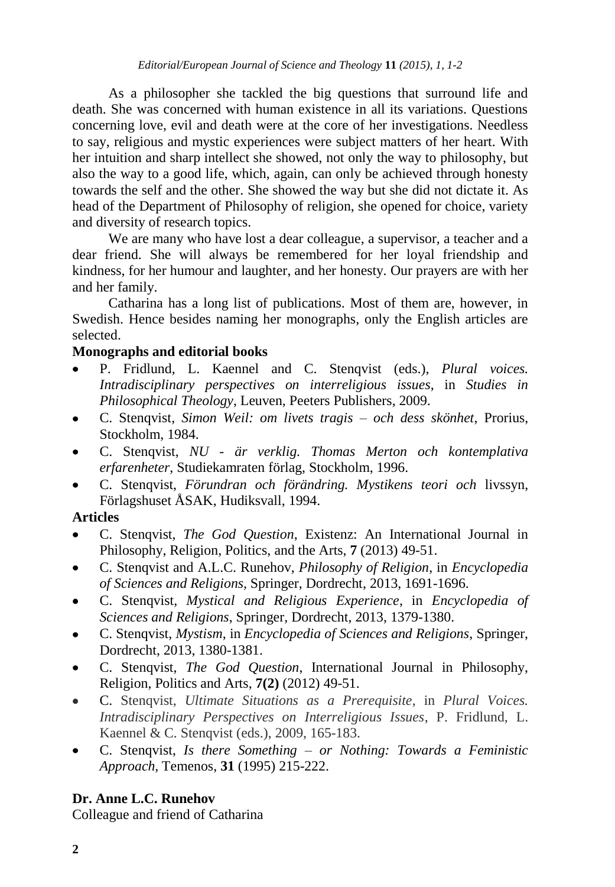As a philosopher she tackled the big questions that surround life and death. She was concerned with human existence in all its variations. Questions concerning love, evil and death were at the core of her investigations. Needless to say, religious and mystic experiences were subject matters of her heart. With her intuition and sharp intellect she showed, not only the way to philosophy, but also the way to a good life, which, again, can only be achieved through honesty towards the self and the other. She showed the way but she did not dictate it. As head of the Department of Philosophy of religion, she opened for choice, variety and diversity of research topics.

We are many who have lost a dear colleague, a supervisor, a teacher and a dear friend. She will always be remembered for her loyal friendship and kindness, for her humour and laughter, and her honesty. Our prayers are with her and her family.

Catharina has a long list of publications. Most of them are, however, in Swedish. Hence besides naming her monographs, only the English articles are selected.

**Monographs and editorial books**

- P. Fridlund, L. Kaennel and C. Stenqvist (eds.), *Plural voices. Intradisciplinary perspectives on interreligious issues*, in *Studies in Philosophical Theology*, Leuven, Peeters Publishers, 2009.
- C. Stenqvist, *Simon Weil: om livets tragis – och dess skönhet*, Prorius, Stockholm, 1984.
- C. Stenqvist, *NU - är verklig. Thomas Merton och kontemplativa erfarenheter*, Studiekamraten förlag, Stockholm, 1996.
- C. Stenqvist, *Förundran och förändring. Mystikens teori och* livssyn, Förlagshuset ÅSAK, Hudiksvall, 1994.

**Articles**

- C. Stenqvist, *The God Question*, Existenz: An International Journal in Philosophy, Religion, Politics, and the Arts, **7** (2013) 49-51.
- C. Stenqvist and A.L.C. Runehov, *Philosophy of Religion*, in *Encyclopedia of Sciences and Religions*, Springer, Dordrecht, 2013, 1691-1696.
- C. Stenqvist, *Mystical and Religious Experience*, in *Encyclopedia of Sciences and Religions*, Springer, Dordrecht, 2013, 1379-1380.
- C. Stenqvist, *Mystism*, in *Encyclopedia of Sciences and Religions*, Springer, Dordrecht, 2013, 1380-1381.
- C. Stenqvist, *The God Question*, International Journal in Philosophy, Religion, Politics and Arts, **7(2)** (2012) 49-51.
- C. Stenqvist, *Ultimate Situations as a Prerequisite*, in *Plural Voices. Intradisciplinary Perspectives on Interreligious Issues*, P. Fridlund, L. Kaennel & C. Stenqvist (eds.), 2009, 165-183.
- C. Stenqvist, *Is there Something – or Nothing: Towards a Feministic Approach*, Temenos, **31** (1995) 215-222.

**Dr. Anne L.C. Runehov**
Colleague and friend of Catharina